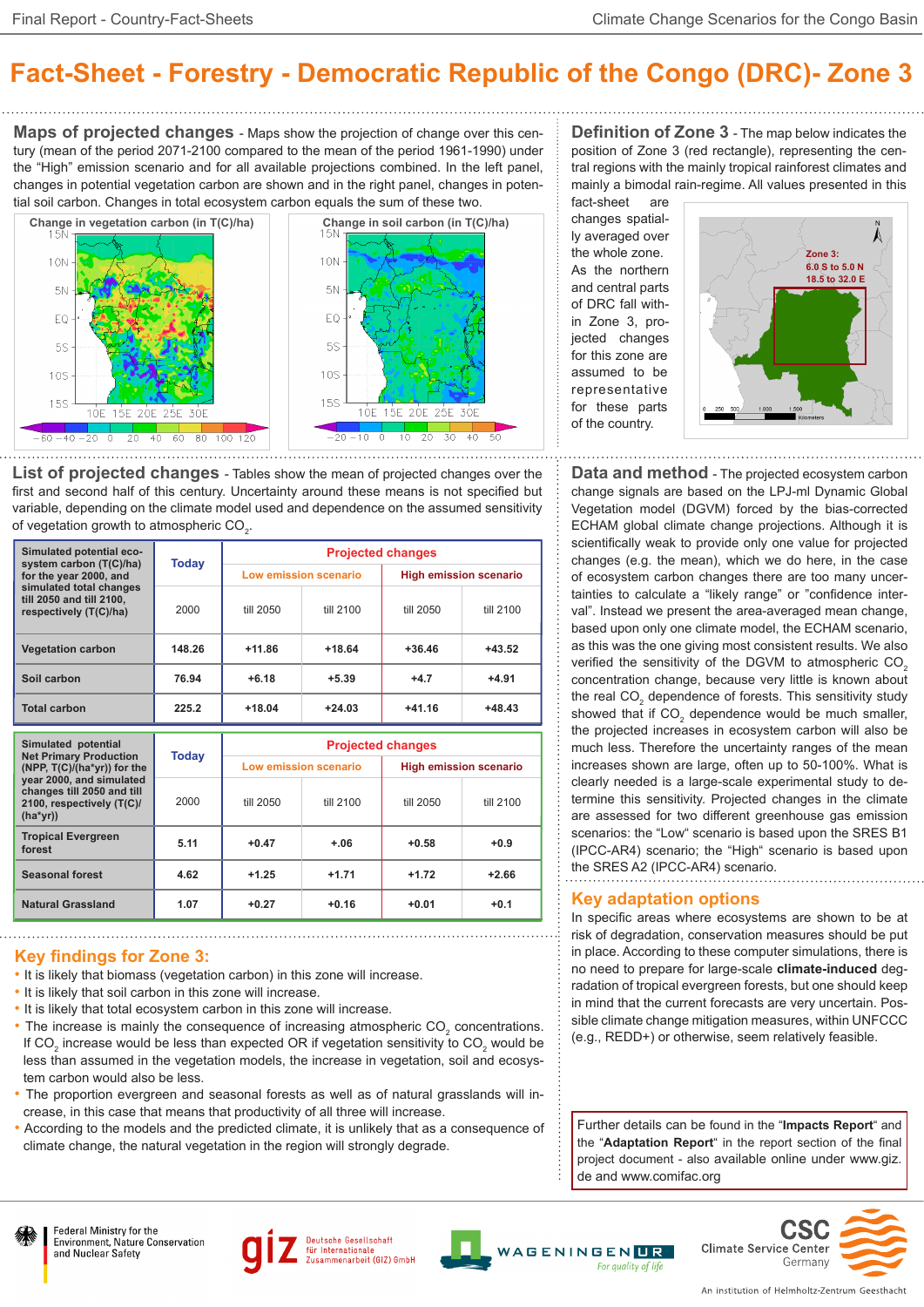# Fact-Sheet - Forestry - Democratic Republic of the Congo (DRC)- Zone 3

## Maps of projected changes

Maps show the projection of change over this century (mean of the period 2071-2100 compared to the mean of the period 1961-1990) under the "High" emission scenario and for all available projections combined. In the left panel, changes in potential vegetation carbon are shown and in the right panel, changes in potential soil carbon. Changes in total ecosystem carbon equals the sum of these two.

Change in vegetation carbon (in T(C)/ha)

Change in soil carbon (in T(C)/ha)

## Definition of Zone 3

The map below indicates the position of Zone 3 (red rectangle), representing the central regions with the mainly tropical rainforest climates and mainly a bimodal rain-regime. All values presented in this fact-sheet are changes spatially averaged over the whole zone. As the northern and central parts of DRC fall within Zone 3, projected changes for this zone are assumed to be representative for these parts of the country.

Zone 3: 6.0 S to 5.0 N, 18.5 to 32.0 E

## List of projected changes

Tables show the mean of projected changes over the first and second half of this century. Uncertainty around these means is not specified but variable, depending on the climate model used and dependence on the assumed sensitivity of vegetation growth to atmospheric $CO_2$.

| Simulated potential ecosystem carbon (T(C)/ha) for the year 2000, and simulated total changes till 2050 and till 2100, respectively (T(C)/ha) | Today | Projected changes | | | |
|---|---|---|---|---|---|
| | | Low emission scenario | | High emission scenario | |
| | 2000 | till 2050 | till 2100 | till 2050 | till 2100 |
| Vegetation carbon | 148.26 | +11.86 | +18.64 | +36.46 | +43.52 |
| Soil carbon | 76.94 | +6.18 | +5.39 | +4.7 | +4.91 |
| Total carbon | 225.2 | +18.04 | +24.03 | +41.16 | +48.43 |

| Simulated potential Net Primary Production (NPP, T(C)/(ha*yr)) for the year 2000, and simulated changes till 2050 and till 2100, respectively (T(C)/(ha*yr)) | Today | Projected changes | | | |
|---|---|---|---|---|---|
| | | Low emission scenario | | High emission scenario | |
| | 2000 | till 2050 | till 2100 | till 2050 | till 2100 |
| Tropical Evergreen forest | 5.11 | +0.47 | +.06 | +0.58 | +0.9 |
| Seasonal forest | 4.62 | +1.25 | +1.71 | +1.72 | +2.66 |
| Natural Grassland | 1.07 | +0.27 | +0.16 | +0.01 | +0.1 |

## Key findings for Zone 3:

- It is likely that biomass (vegetation carbon) in this zone will increase.
- It is likely that soil carbon in this zone will increase.
- It is likely that total ecosystem carbon in this zone will increase.
- The increase is mainly the consequence of increasing atmospheric $CO_2$ concentrations. If $CO_2$ increase would be less than expected OR if vegetation sensitivity to $CO_2$ would be less than assumed in the vegetation models, the increase in vegetation, soil and ecosystem carbon would also be less.
- The proportion evergreen and seasonal forests as well as of natural grasslands will increase, in this case that means that productivity of all three will increase.
- According to the models and the predicted climate, it is unlikely that as a consequence of climate change, the natural vegetation in the region will strongly degrade.

## Data and method

The projected ecosystem carbon change signals are based on the LPJ-ml Dynamic Global Vegetation model (DGVM) forced by the bias-corrected ECHAM global climate change projections. Although it is scientifically weak to provide only one value for projected changes (e.g. the mean), which we do here, in the case of ecosystem carbon changes there are too many uncertainties to calculate a "likely range" or "confidence interval". Instead we present the area-averaged mean change, based upon only one climate model, the ECHAM scenario, as this was the one giving most consistent results. We also verified the sensitivity of the DGVM to atmospheric $CO_2$ concentration change, because very little is known about the real $CO_2$ dependence of forests. This sensitivity study showed that if $CO_2$ dependence would be much smaller, the projected increases in ecosystem carbon will also be much less. Therefore the uncertainty ranges of the mean increases shown are large, often up to 50-100%. What is clearly needed is a large-scale experimental study to determine this sensitivity. Projected changes in the climate are assessed for two different greenhouse gas emission scenarios: the "Low" scenario is based upon the SRES B1 (IPCC-AR4) scenario; the "High" scenario is based upon the SRES A2 (IPCC-AR4) scenario.

## Key adaptation options

In specific areas where ecosystems are shown to be at risk of degradation, conservation measures should be put in place. According to these computer simulations, there is no need to prepare for large-scale **climate-induced** degradation of tropical evergreen forests, but one should keep in mind that the current forecasts are very uncertain. Possible climate change mitigation measures, within UNFCCC (e.g., REDD+) or otherwise, seem relatively feasible.

Further details can be found in the "**Impacts Report**" and the "**Adaptation Report**" in the report section of the final project document - also available online under www.giz.de and www.comifac.org

Federal Ministry for the Environment, Nature Conservation and Nuclear Safety | Deutsche Gesellschaft für Internationale Zusammenarbeit (GIZ) GmbH | Wageningen UR – For quality of life | CSC Climate Service Center Germany – An institution of Helmholtz-Zentrum Geesthacht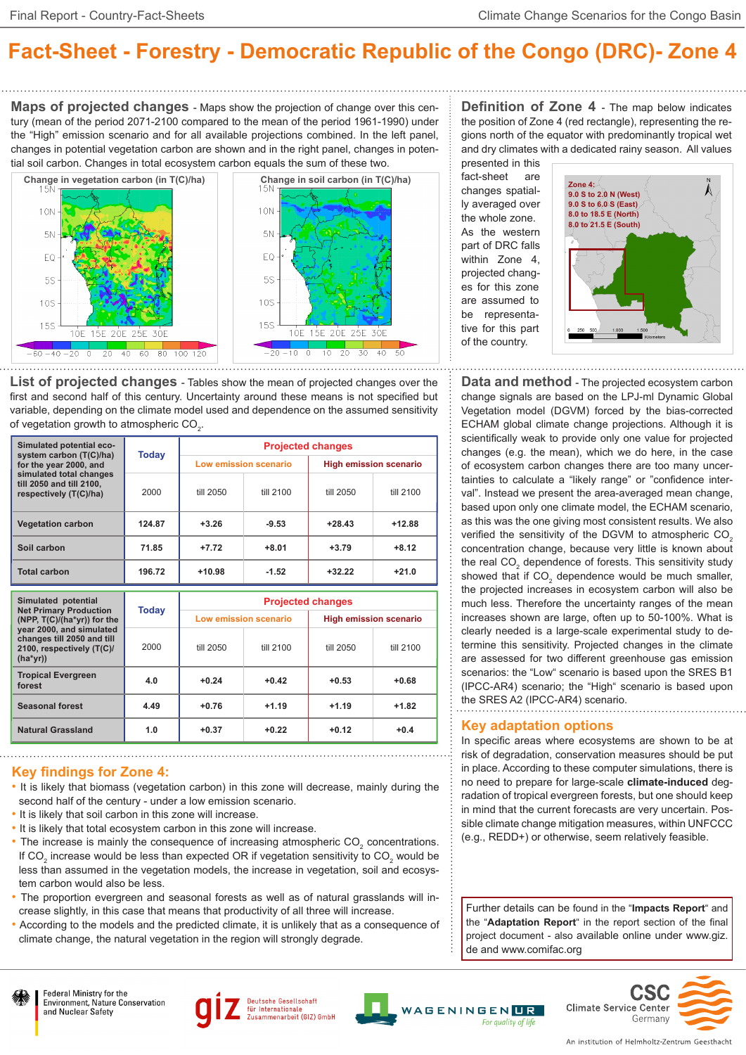# Fact-Sheet - Forestry - Democratic Republic of the Congo (DRC)- Zone 4

## Maps of projected changes

Maps show the projection of change over this century (mean of the period 2071-2100 compared to the mean of the period 1961-1990) under the "High" emission scenario and for all available projections combined. In the left panel, changes in potential vegetation carbon are shown and in the right panel, changes in potential soil carbon. Changes in total ecosystem carbon equals the sum of these two.

Change in vegetation carbon (in T(C)/ha)

Change in soil carbon (in T(C)/ha)

## Definition of Zone 4

The map below indicates the position of Zone 4 (red rectangle), representing the regions north of the equator with predominantly tropical wet and dry climates with a dedicated rainy season. All values presented in this fact-sheet are changes spatially averaged over the whole zone. As the western part of DRC falls within Zone 4, projected changes for this zone are assumed to be representative for this part of the country.

Zone 4:
9.0 S to 2.0 N (West)
9.0 S to 6.0 S (East)
8.0 to 18.5 E (North)
8.0 to 21.5 E (South)

## List of projected changes

Tables show the mean of projected changes over the first and second half of this century. Uncertainty around these means is not specified but variable, depending on the climate model used and dependence on the assumed sensitivity of vegetation growth to atmospheric $CO_2$.

| Simulated potential ecosystem carbon (T(C)/ha) for the year 2000, and simulated total changes till 2050 and till 2100, respectively (T(C)/ha) | Today | Projected changes | | | |
|---|---|---|---|---|---|
| | | Low emission scenario | | High emission scenario | |
| | 2000 | till 2050 | till 2100 | till 2050 | till 2100 |
| Vegetation carbon | 124.87 | +3.26 | -9.53 | +28.43 | +12.88 |
| Soil carbon | 71.85 | +7.72 | +8.01 | +3.79 | +8.12 |
| Total carbon | 196.72 | +10.98 | -1.52 | +32.22 | +21.0 |

| Simulated potential Net Primary Production (NPP, T(C)/(ha*yr)) for the year 2000, and simulated changes till 2050 and till 2100, respectively (T(C)/(ha*yr)) | Today | Projected changes | | | |
|---|---|---|---|---|---|
| | | Low emission scenario | | High emission scenario | |
| | 2000 | till 2050 | till 2100 | till 2050 | till 2100 |
| Tropical Evergreen forest | 4.0 | +0.24 | +0.42 | +0.53 | +0.68 |
| Seasonal forest | 4.49 | +0.76 | +1.19 | +1.19 | +1.82 |
| Natural Grassland | 1.0 | +0.37 | +0.22 | +0.12 | +0.4 |

## Key findings for Zone 4:

- It is likely that biomass (vegetation carbon) in this zone will decrease, mainly during the second half of the century - under a low emission scenario.
- It is likely that soil carbon in this zone will increase.
- It is likely that total ecosystem carbon in this zone will increase.
- The increase is mainly the consequence of increasing atmospheric $CO_2$ concentrations. If $CO_2$ increase would be less than expected OR if vegetation sensitivity to $CO_2$ would be less than assumed in the vegetation models, the increase in vegetation, soil and ecosystem carbon would also be less.
- The proportion evergreen and seasonal forests as well as of natural grasslands will increase slightly, in this case that means that productivity of all three will increase.
- According to the models and the predicted climate, it is unlikely that as a consequence of climate change, the natural vegetation in the region will strongly degrade.

## Data and method

The projected ecosystem carbon change signals are based on the LPJ-ml Dynamic Global Vegetation model (DGVM) forced by the bias-corrected ECHAM global climate change projections. Although it is scientifically weak to provide only one value for projected changes (e.g. the mean), which we do here, in the case of ecosystem carbon changes there are too many uncertainties to calculate a "likely range" or "confidence interval". Instead we present the area-averaged mean change, based upon only one climate model, the ECHAM scenario, as this was the one giving most consistent results. We also verified the sensitivity of the DGVM to atmospheric $CO_2$ concentration change, because very little is known about the real $CO_2$ dependence of forests. This sensitivity study showed that if $CO_2$ dependence would be much smaller, the projected increases in ecosystem carbon will also be much less. Therefore the uncertainty ranges of the mean increases shown are large, often up to 50-100%. What is clearly needed is a large-scale experimental study to determine this sensitivity. Projected changes in the climate are assessed for two different greenhouse gas emission scenarios: the "Low" scenario is based upon the SRES B1 (IPCC-AR4) scenario; the "High" scenario is based upon the SRES A2 (IPCC-AR4) scenario.

## Key adaptation options

In specific areas where ecosystems are shown to be at risk of degradation, conservation measures should be put in place. According to these computer simulations, there is no need to prepare for large-scale **climate-induced** degradation of tropical evergreen forests, but one should keep in mind that the current forecasts are very uncertain. Possible climate change mitigation measures, within UNFCCC (e.g., REDD+) or otherwise, seem relatively feasible.

Further details can be found in the "**Impacts Report**" and the "**Adaptation Report**" in the report section of the final project document - also available online under www.giz.de and www.comifac.org

Federal Ministry for the Environment, Nature Conservation and Nuclear Safety

Deutsche Gesellschaft für Internationale Zusammenarbeit (GIZ) GmbH

WAGENINGEN UR — For quality of life

CSC Climate Service Center Germany — An institution of Helmholtz-Zentrum Geesthacht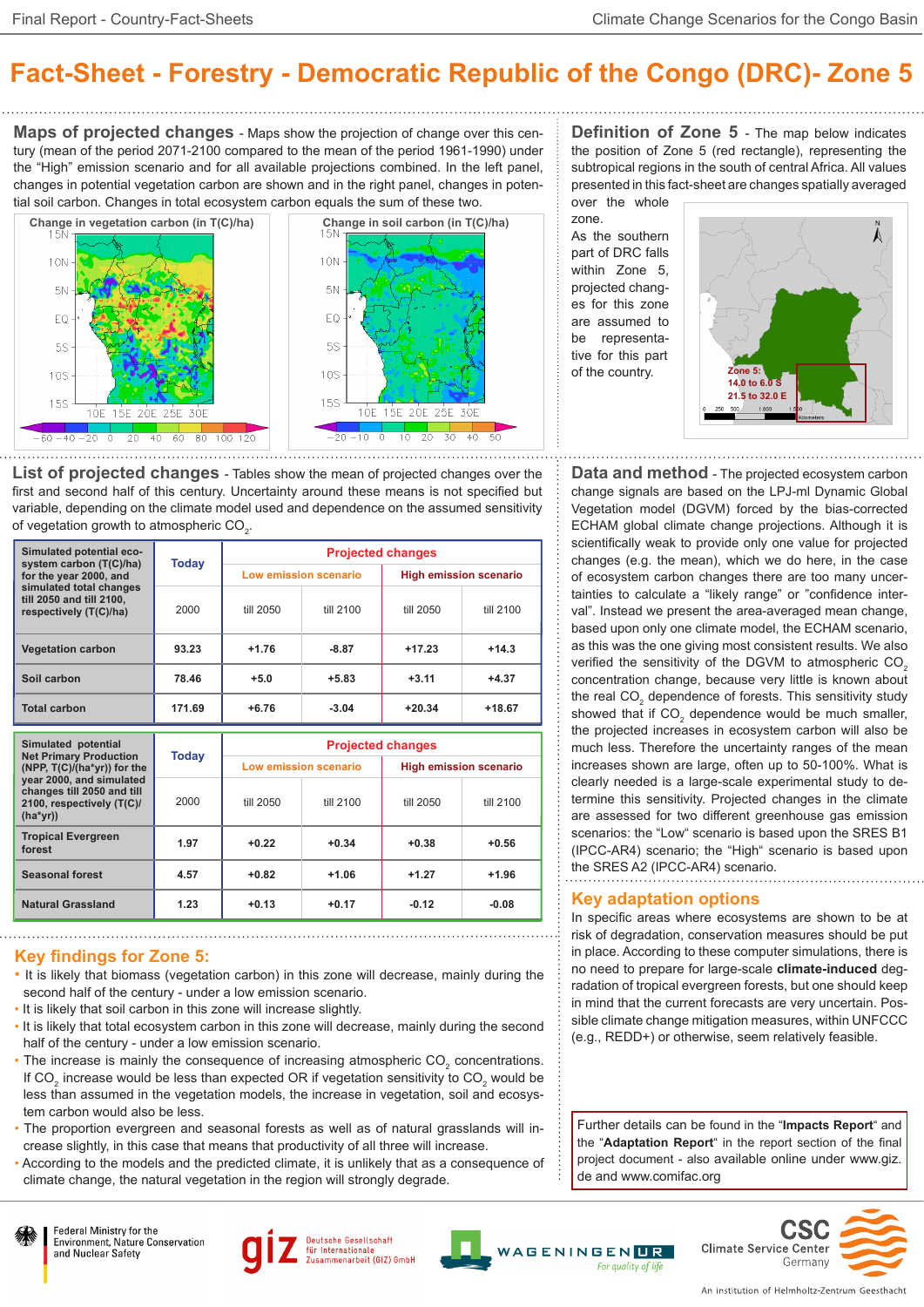# Fact-Sheet - Forestry - Democratic Republic of the Congo (DRC)- Zone 5

## Maps of projected changes

Maps show the projection of change over this century (mean of the period 2071-2100 compared to the mean of the period 1961-1990) under the "High" emission scenario and for all available projections combined. In the left panel, changes in potential vegetation carbon are shown and in the right panel, changes in potential soil carbon. Changes in total ecosystem carbon equals the sum of these two.

Change in vegetation carbon (in T(C)/ha)

15N
10N
5N
EQ
5S
10S
15S
10E 15E 20E 25E 30E
−60 −40 −20 0 20 40 60 80 100 120

Change in soil carbon (in T(C)/ha)

15N
10N
5N
EQ
5S
10S
15S
10E 15E 20E 25E 30E
−20 −10 0 10 20 30 40 50

## Definition of Zone 5

The map below indicates the position of Zone 5 (red rectangle), representing the subtropical regions in the south of central Africa. All values presented in this fact-sheet are changes spatially averaged over the whole zone.

As the southern part of DRC falls within Zone 5, projected changes for this zone are assumed to be representative for this part of the country.

Zone 5:
14.0 to 6.0 S
21.5 to 32.0 E

0 250 500 1.000 1.500 Kilometers

## List of projected changes

Tables show the mean of projected changes over the first and second half of this century. Uncertainty around these means is not specified but variable, depending on the climate model used and dependence on the assumed sensitivity of vegetation growth to atmospheric $CO_2$.

| Simulated potential ecosystem carbon (T(C)/ha) for the year 2000, and simulated total changes till 2050 and till 2100, respectively (T(C)/ha) | Today | Projected changes | | | |
|---|---|---|---|---|---|
| | | Low emission scenario | | High emission scenario | |
| | 2000 | till 2050 | till 2100 | till 2050 | till 2100 |
| **Vegetation carbon** | 93.23 | +1.76 | -8.87 | +17.23 | +14.3 |
| **Soil carbon** | 78.46 | +5.0 | +5.83 | +3.11 | +4.37 |
| **Total carbon** | 171.69 | +6.76 | -3.04 | +20.34 | +18.67 |

| Simulated potential Net Primary Production (NPP, T(C)/(ha*yr)) for the year 2000, and simulated changes till 2050 and till 2100, respectively (T(C)/(ha*yr)) | Today | Projected changes | | | |
|---|---|---|---|---|---|
| | | Low emission scenario | | High emission scenario | |
| | 2000 | till 2050 | till 2100 | till 2050 | till 2100 |
| **Tropical Evergreen forest** | 1.97 | +0.22 | +0.34 | +0.38 | +0.56 |
| **Seasonal forest** | 4.57 | +0.82 | +1.06 | +1.27 | +1.96 |
| **Natural Grassland** | 1.23 | +0.13 | +0.17 | -0.12 | -0.08 |

## Key findings for Zone 5:

- It is likely that biomass (vegetation carbon) in this zone will decrease, mainly during the second half of the century - under a low emission scenario.
- It is likely that soil carbon in this zone will increase slightly.
- It is likely that total ecosystem carbon in this zone will decrease, mainly during the second half of the century - under a low emission scenario.
- The increase is mainly the consequence of increasing atmospheric $CO_2$ concentrations. If $CO_2$ increase would be less than expected OR if vegetation sensitivity to $CO_2$ would be less than assumed in the vegetation models, the increase in vegetation, soil and ecosystem carbon would also be less.
- The proportion evergreen and seasonal forests as well as of natural grasslands will increase slightly, in this case that means that productivity of all three will increase.
- According to the models and the predicted climate, it is unlikely that as a consequence of climate change, the natural vegetation in the region will strongly degrade.

## Data and method

The projected ecosystem carbon change signals are based on the LPJ-ml Dynamic Global Vegetation model (DGVM) forced by the bias-corrected ECHAM global climate change projections. Although it is scientifically weak to provide only one value for projected changes (e.g. the mean), which we do here, in the case of ecosystem carbon changes there are too many uncertainties to calculate a "likely range" or "confidence interval". Instead we present the area-averaged mean change, based upon only one climate model, the ECHAM scenario, as this was the one giving most consistent results. We also verified the sensitivity of the DGVM to atmospheric $CO_2$ concentration change, because very little is known about the real $CO_2$ dependence of forests. This sensitivity study showed that if $CO_2$ dependence would be much smaller, the projected increases in ecosystem carbon will also be much less. Therefore the uncertainty ranges of the mean increases shown are large, often up to 50-100%. What is clearly needed is a large-scale experimental study to determine this sensitivity. Projected changes in the climate are assessed for two different greenhouse gas emission scenarios: the "Low" scenario is based upon the SRES B1 (IPCC-AR4) scenario; the "High" scenario is based upon the SRES A2 (IPCC-AR4) scenario.

## Key adaptation options

In specific areas where ecosystems are shown to be at risk of degradation, conservation measures should be put in place. According to these computer simulations, there is no need to prepare for large-scale **climate-induced** degradation of tropical evergreen forests, but one should keep in mind that the current forecasts are very uncertain. Possible climate change mitigation measures, within UNFCCC (e.g., REDD+) or otherwise, seem relatively feasible.

Further details can be found in the "**Impacts Report**" and the "**Adaptation Report**" in the report section of the final project document - also available online under www.giz.de and www.comifac.org

Federal Ministry for the Environment, Nature Conservation and Nuclear Safety

giz Deutsche Gesellschaft für Internationale Zusammenarbeit (GIZ) GmbH

WAGENINGEN UR For quality of life

CSC Climate Service Center Germany

An institution of Helmholtz-Zentrum Geesthacht